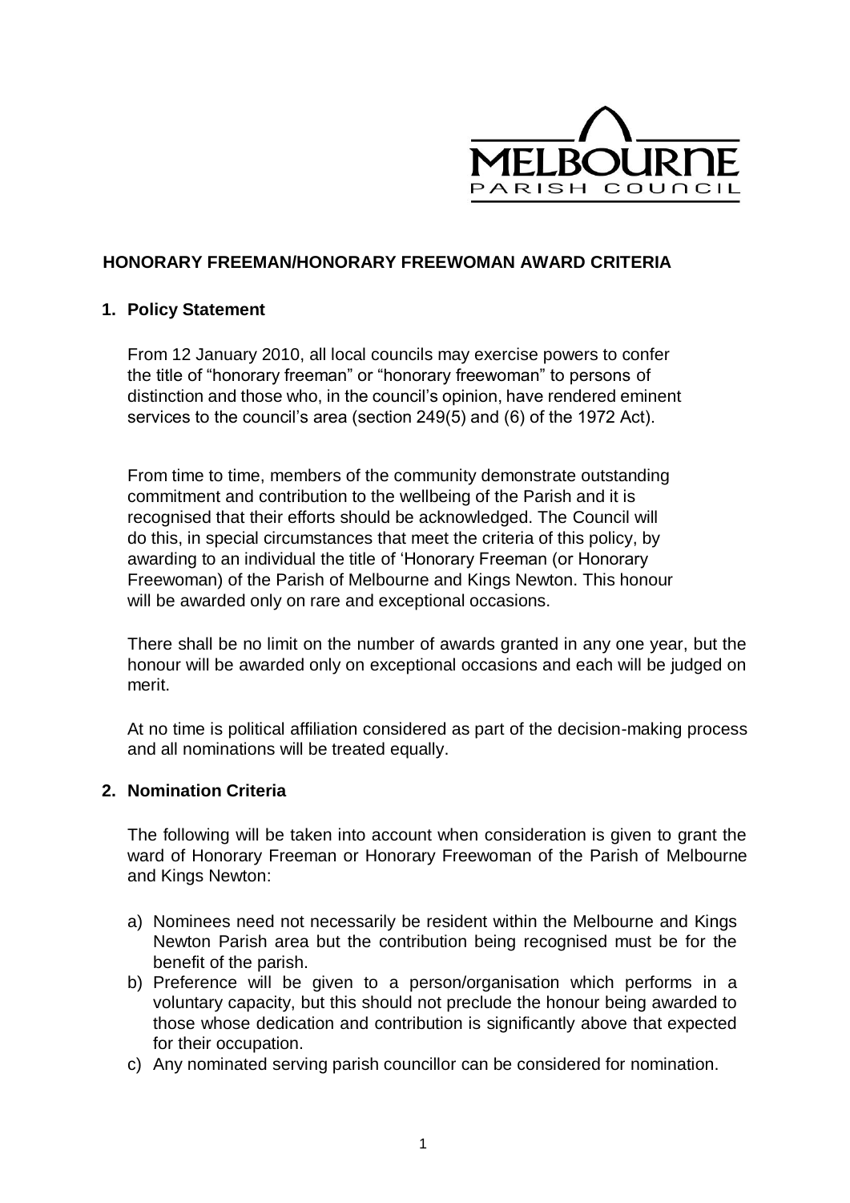MELBOURNE PARISH COUNCIL

# HONORARY FREEMAN/HONORARY FREEWOMAN AWARD CRITERIA

## 1. Policy Statement

From 12 January 2010, all local councils may exercise powers to confer the title of "honorary freeman" or "honorary freewoman" to persons of distinction and those who, in the council's opinion, have rendered eminent services to the council's area (section 249(5) and (6) of the 1972 Act).

From time to time, members of the community demonstrate outstanding commitment and contribution to the wellbeing of the Parish and it is recognised that their efforts should be acknowledged. The Council will do this, in special circumstances that meet the criteria of this policy, by awarding to an individual the title of 'Honorary Freeman (or Honorary Freewoman) of the Parish of Melbourne and Kings Newton. This honour will be awarded only on rare and exceptional occasions.

There shall be no limit on the number of awards granted in any one year, but the honour will be awarded only on exceptional occasions and each will be judged on merit.

At no time is political affiliation considered as part of the decision-making process and all nominations will be treated equally.

## 2. Nomination Criteria

The following will be taken into account when consideration is given to grant the ward of Honorary Freeman or Honorary Freewoman of the Parish of Melbourne and Kings Newton:

a) Nominees need not necessarily be resident within the Melbourne and Kings Newton Parish area but the contribution being recognised must be for the benefit of the parish.
b) Preference will be given to a person/organisation which performs in a voluntary capacity, but this should not preclude the honour being awarded to those whose dedication and contribution is significantly above that expected for their occupation.
c) Any nominated serving parish councillor can be considered for nomination.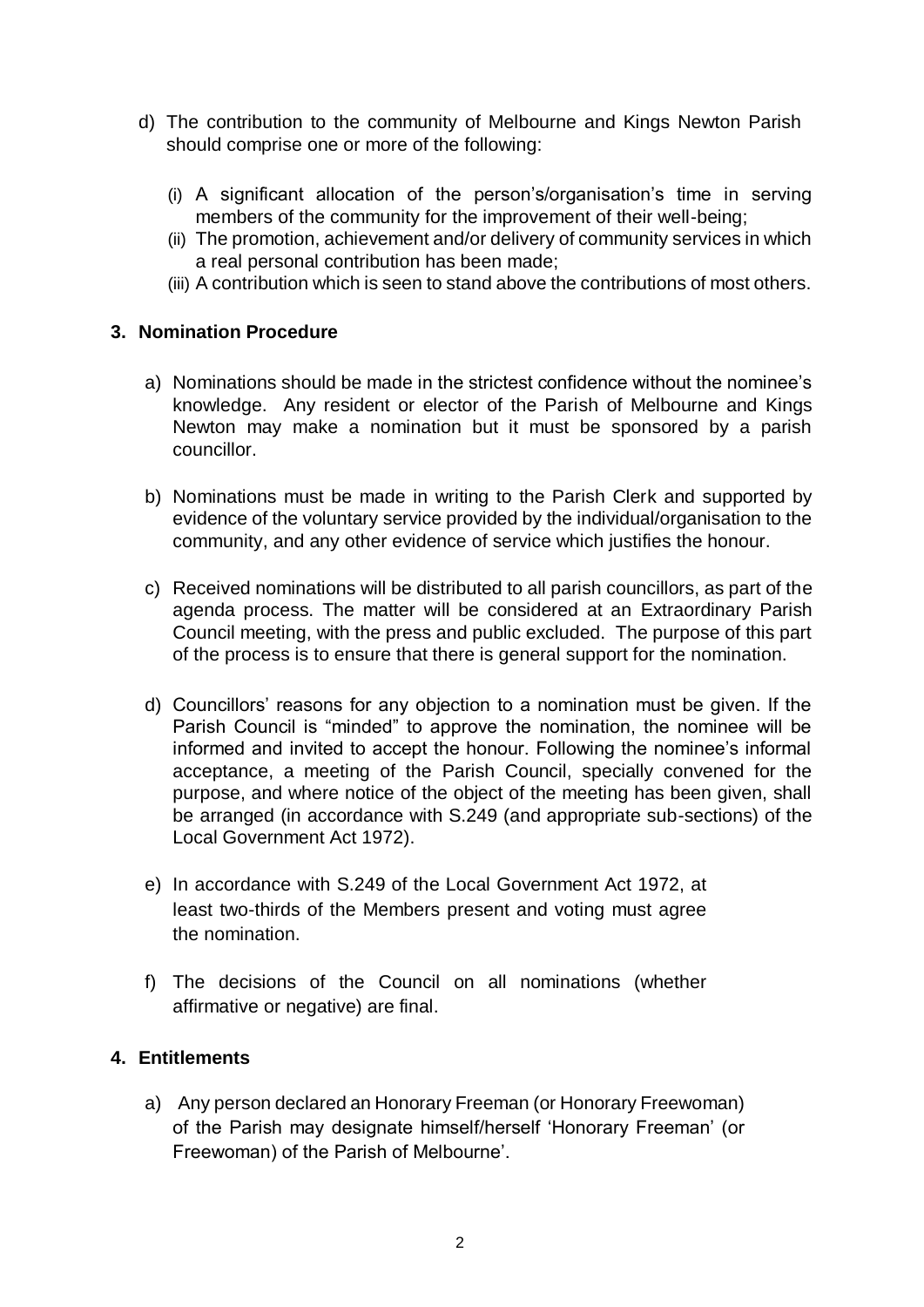d) The contribution to the community of Melbourne and Kings Newton Parish should comprise one or more of the following:

   (i) A significant allocation of the person's/organisation's time in serving members of the community for the improvement of their well-being;
   (ii) The promotion, achievement and/or delivery of community services in which a real personal contribution has been made;
   (iii) A contribution which is seen to stand above the contributions of most others.

## 3. Nomination Procedure

a) Nominations should be made in the strictest confidence without the nominee's knowledge. Any resident or elector of the Parish of Melbourne and Kings Newton may make a nomination but it must be sponsored by a parish councillor.

b) Nominations must be made in writing to the Parish Clerk and supported by evidence of the voluntary service provided by the individual/organisation to the community, and any other evidence of service which justifies the honour.

c) Received nominations will be distributed to all parish councillors, as part of the agenda process. The matter will be considered at an Extraordinary Parish Council meeting, with the press and public excluded. The purpose of this part of the process is to ensure that there is general support for the nomination.

d) Councillors' reasons for any objection to a nomination must be given. If the Parish Council is "minded" to approve the nomination, the nominee will be informed and invited to accept the honour. Following the nominee's informal acceptance, a meeting of the Parish Council, specially convened for the purpose, and where notice of the object of the meeting has been given, shall be arranged (in accordance with S.249 (and appropriate sub-sections) of the Local Government Act 1972).

e) In accordance with S.249 of the Local Government Act 1972, at least two-thirds of the Members present and voting must agree the nomination.

f) The decisions of the Council on all nominations (whether affirmative or negative) are final.

## 4. Entitlements

a) Any person declared an Honorary Freeman (or Honorary Freewoman) of the Parish may designate himself/herself 'Honorary Freeman' (or Freewoman) of the Parish of Melbourne'.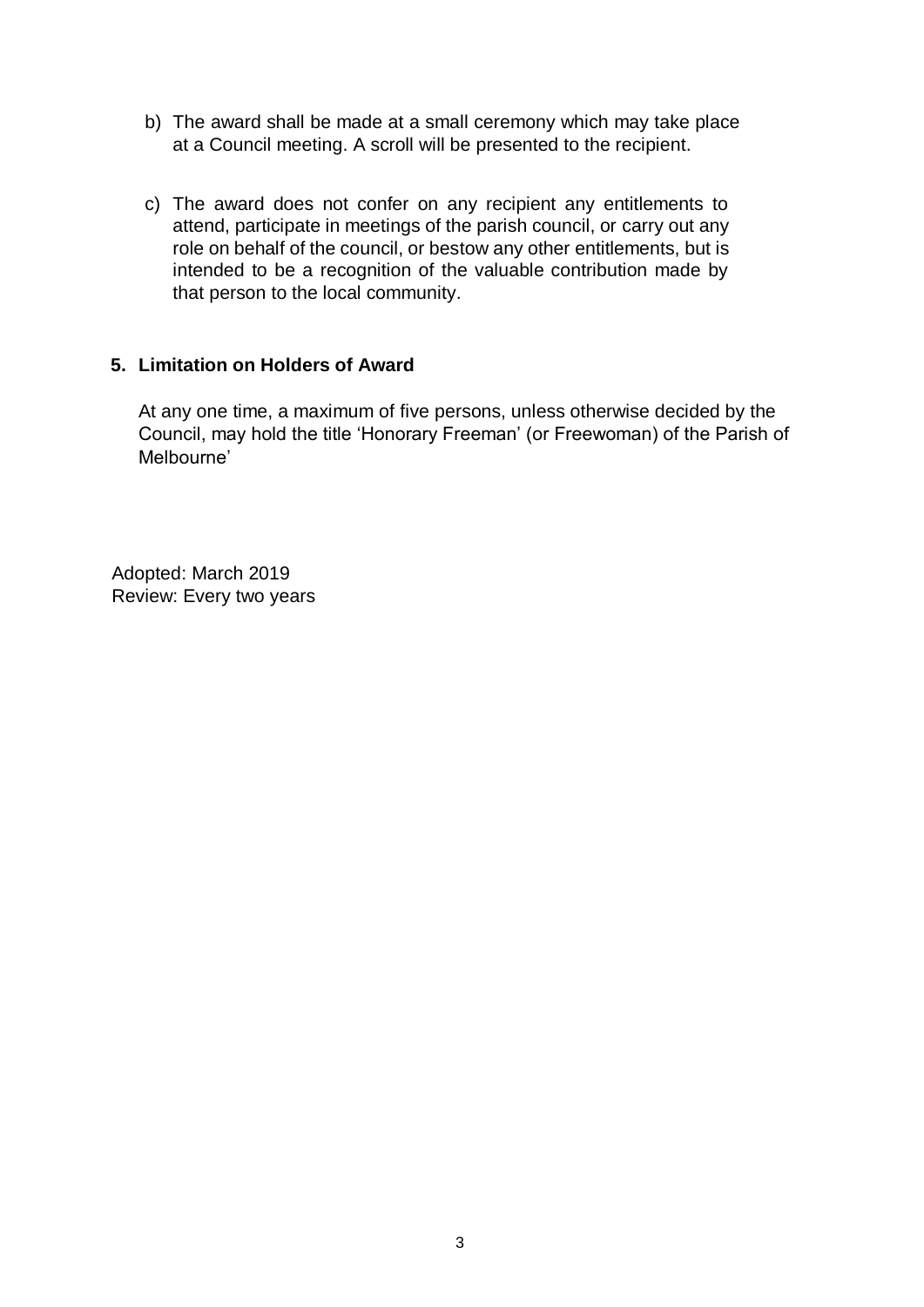b) The award shall be made at a small ceremony which may take place at a Council meeting. A scroll will be presented to the recipient.

c) The award does not confer on any recipient any entitlements to attend, participate in meetings of the parish council, or carry out any role on behalf of the council, or bestow any other entitlements, but is intended to be a recognition of the valuable contribution made by that person to the local community.

## 5. Limitation on Holders of Award

At any one time, a maximum of five persons, unless otherwise decided by the Council, may hold the title 'Honorary Freeman' (or Freewoman) of the Parish of Melbourne'

Adopted: March 2019
Review: Every two years